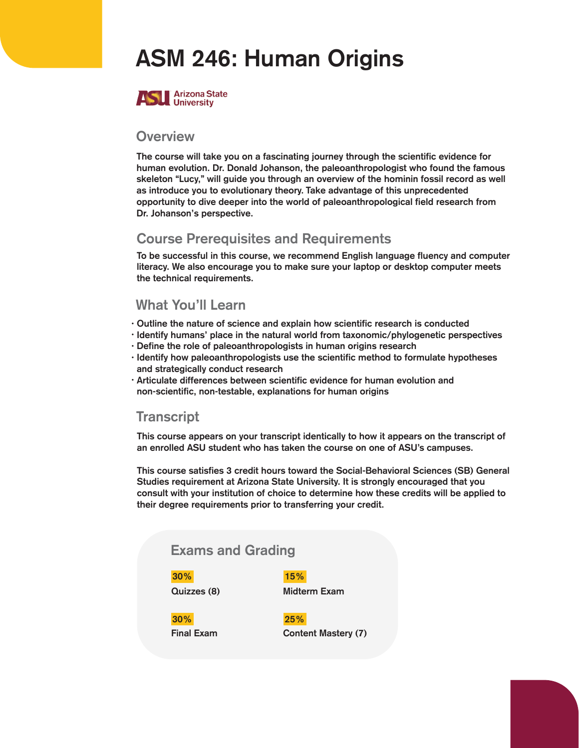# ASM 246: Human Origins

Arizona State University

## Overview

The course will take you on a fascinating journey through the scientific evidence for human evolution. Dr. Donald Johanson, the paleoanthropologist who found the famous skeleton "Lucy," will guide you through an overview of the hominin fossil record as well as introduce you to evolutionary theory. Take advantage of this unprecedented opportunity to dive deeper into the world of paleoanthropological field research from Dr. Johanson's perspective.

## Course Prerequisites and Requirements

To be successful in this course, we recommend English language fluency and computer literacy. We also encourage you to make sure your laptop or desktop computer meets the technical requirements.

## What You'll Learn

- Outline the nature of science and explain how scientific research is conducted
- Identify humans' place in the natural world from taxonomic/phylogenetic perspectives
- Define the role of paleoanthropologists in human origins research
- Identify how paleoanthropologists use the scientific method to formulate hypotheses and strategically conduct research
- Articulate differences between scientific evidence for human evolution and non-scientific, non-testable, explanations for human origins

## Transcript

This course appears on your transcript identically to how it appears on the transcript of an enrolled ASU student who has taken the course on one of ASU's campuses.

This course satisfies 3 credit hours toward the Social-Behavioral Sciences (SB) General Studies requirement at Arizona State University. It is strongly encouraged that you consult with your institution of choice to determine how these credits will be applied to their degree requirements prior to transferring your credit.

## Exams and Grading

| Weight | Component |
| --- | --- |
| 30% | Quizzes (8) |
| 15% | Midterm Exam |
| 30% | Final Exam |
| 25% | Content Mastery (7) |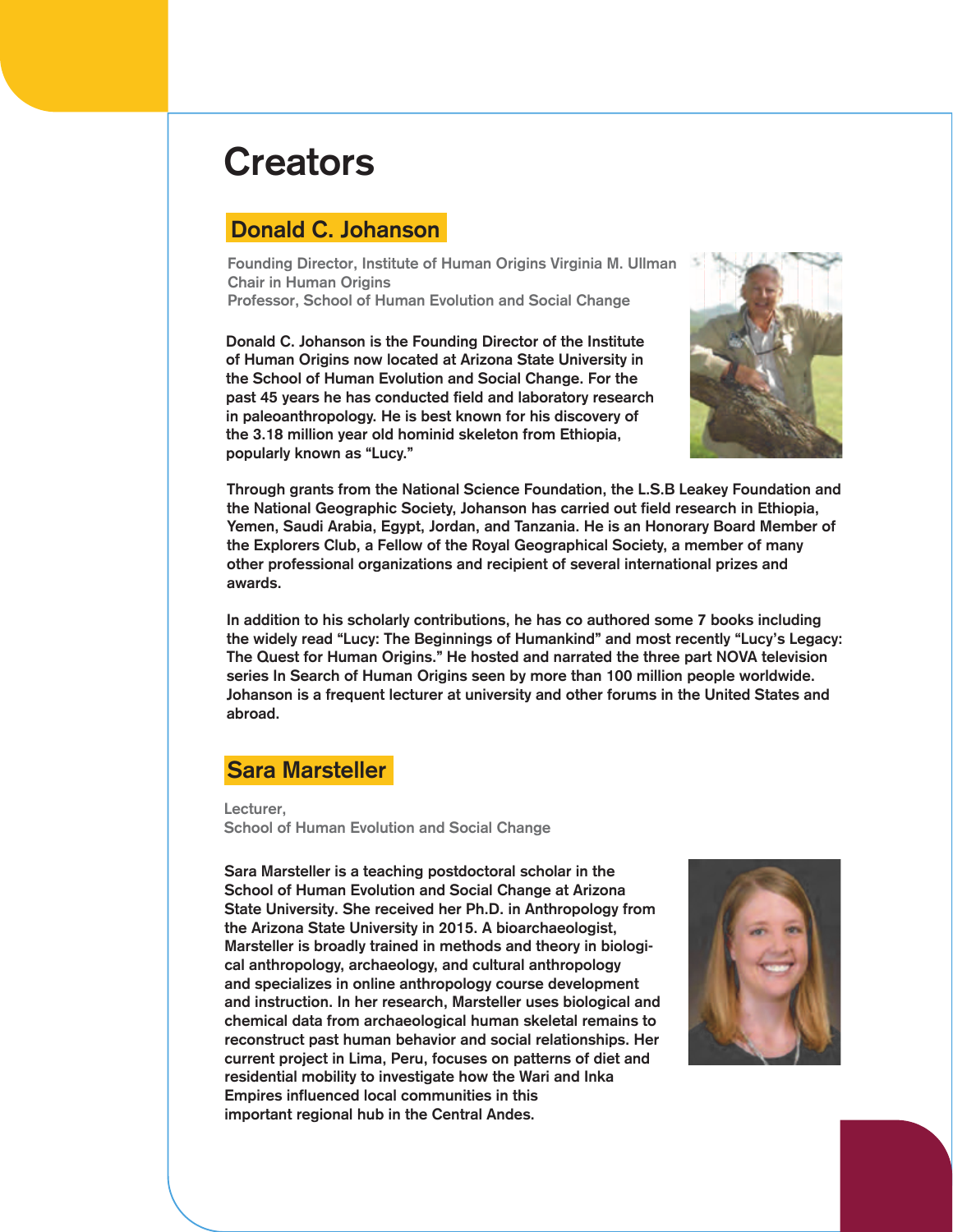# Creators

## Donald C. Johanson

Founding Director, Institute of Human Origins Virginia M. Ullman Chair in Human Origins
Professor, School of Human Evolution and Social Change

**Donald C. Johanson is the Founding Director of the Institute of Human Origins now located at Arizona State University in the School of Human Evolution and Social Change. For the past 45 years he has conducted field and laboratory research in paleoanthropology. He is best known for his discovery of the 3.18 million year old hominid skeleton from Ethiopia, popularly known as "Lucy."**

**Through grants from the National Science Foundation, the L.S.B Leakey Foundation and the National Geographic Society, Johanson has carried out field research in Ethiopia, Yemen, Saudi Arabia, Egypt, Jordan, and Tanzania. He is an Honorary Board Member of the Explorers Club, a Fellow of the Royal Geographical Society, a member of many other professional organizations and recipient of several international prizes and awards.**

**In addition to his scholarly contributions, he has co authored some 7 books including the widely read "Lucy: The Beginnings of Humankind" and most recently "Lucy's Legacy: The Quest for Human Origins." He hosted and narrated the three part NOVA television series In Search of Human Origins seen by more than 100 million people worldwide. Johanson is a frequent lecturer at university and other forums in the United States and abroad.**

## Sara Marsteller

Lecturer,
School of Human Evolution and Social Change

**Sara Marsteller is a teaching postdoctoral scholar in the School of Human Evolution and Social Change at Arizona State University. She received her Ph.D. in Anthropology from the Arizona State University in 2015. A bioarchaeologist, Marsteller is broadly trained in methods and theory in biological anthropology, archaeology, and cultural anthropology and specializes in online anthropology course development and instruction. In her research, Marsteller uses biological and chemical data from archaeological human skeletal remains to reconstruct past human behavior and social relationships. Her current project in Lima, Peru, focuses on patterns of diet and residential mobility to investigate how the Wari and Inka Empires influenced local communities in this important regional hub in the Central Andes.**